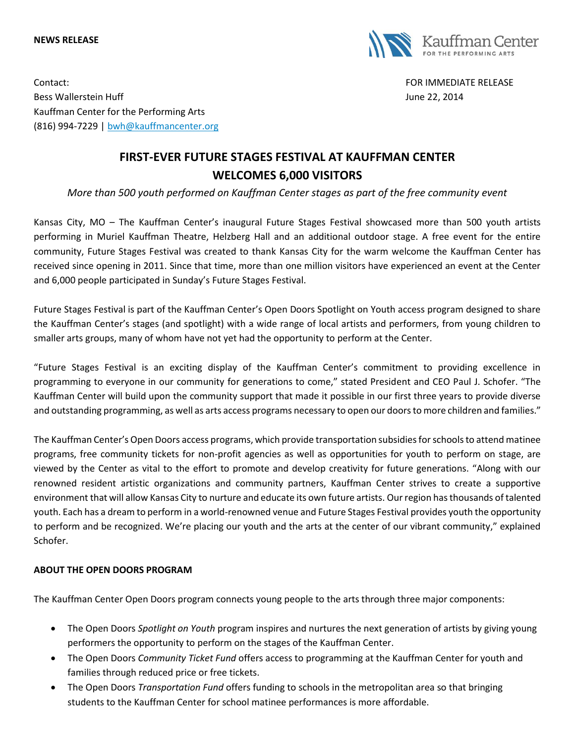**NEWS RELEASE**

Kauffman Center FOR THE PERFORMING ARTS

Contact:
Bess Wallerstein Huff
Kauffman Center for the Performing Arts
(816) 994-7229 | bwh@kauffmancenter.org

FOR IMMEDIATE RELEASE
June 22, 2014

# FIRST-EVER FUTURE STAGES FESTIVAL AT KAUFFMAN CENTER WELCOMES 6,000 VISITORS

*More than 500 youth performed on Kauffman Center stages as part of the free community event*

Kansas City, MO – The Kauffman Center's inaugural Future Stages Festival showcased more than 500 youth artists performing in Muriel Kauffman Theatre, Helzberg Hall and an additional outdoor stage. A free event for the entire community, Future Stages Festival was created to thank Kansas City for the warm welcome the Kauffman Center has received since opening in 2011. Since that time, more than one million visitors have experienced an event at the Center and 6,000 people participated in Sunday's Future Stages Festival.

Future Stages Festival is part of the Kauffman Center's Open Doors Spotlight on Youth access program designed to share the Kauffman Center's stages (and spotlight) with a wide range of local artists and performers, from young children to smaller arts groups, many of whom have not yet had the opportunity to perform at the Center.

"Future Stages Festival is an exciting display of the Kauffman Center's commitment to providing excellence in programming to everyone in our community for generations to come," stated President and CEO Paul J. Schofer. "The Kauffman Center will build upon the community support that made it possible in our first three years to provide diverse and outstanding programming, as well as arts access programs necessary to open our doors to more children and families."

The Kauffman Center's Open Doors access programs, which provide transportation subsidies for schools to attend matinee programs, free community tickets for non-profit agencies as well as opportunities for youth to perform on stage, are viewed by the Center as vital to the effort to promote and develop creativity for future generations. "Along with our renowned resident artistic organizations and community partners, Kauffman Center strives to create a supportive environment that will allow Kansas City to nurture and educate its own future artists. Our region has thousands of talented youth. Each has a dream to perform in a world-renowned venue and Future Stages Festival provides youth the opportunity to perform and be recognized. We're placing our youth and the arts at the center of our vibrant community," explained Schofer.

**ABOUT THE OPEN DOORS PROGRAM**

The Kauffman Center Open Doors program connects young people to the arts through three major components:

- The Open Doors *Spotlight on Youth* program inspires and nurtures the next generation of artists by giving young performers the opportunity to perform on the stages of the Kauffman Center.
- The Open Doors *Community Ticket Fund* offers access to programming at the Kauffman Center for youth and families through reduced price or free tickets.
- The Open Doors *Transportation Fund* offers funding to schools in the metropolitan area so that bringing students to the Kauffman Center for school matinee performances is more affordable.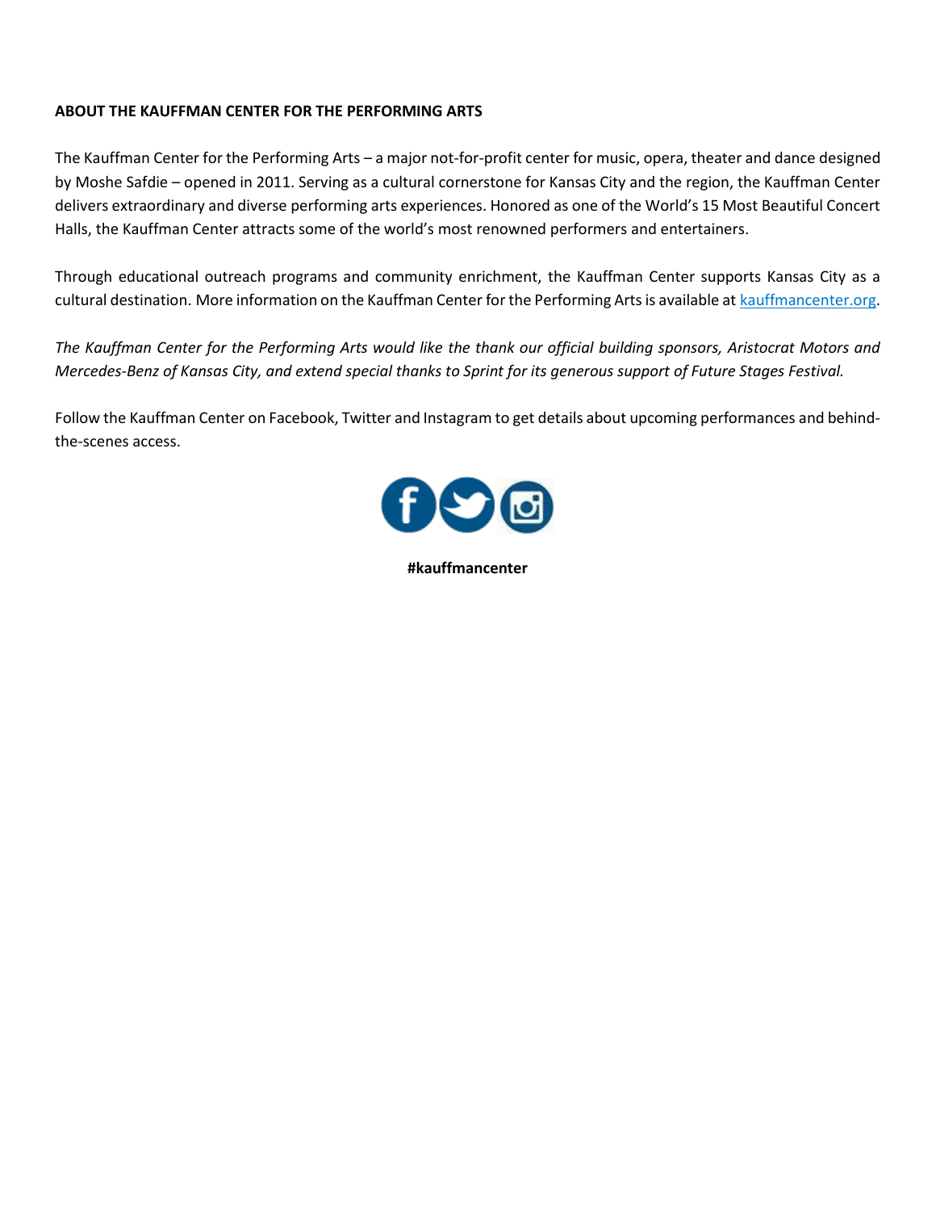**ABOUT THE KAUFFMAN CENTER FOR THE PERFORMING ARTS**

The Kauffman Center for the Performing Arts – a major not-for-profit center for music, opera, theater and dance designed by Moshe Safdie – opened in 2011. Serving as a cultural cornerstone for Kansas City and the region, the Kauffman Center delivers extraordinary and diverse performing arts experiences. Honored as one of the World's 15 Most Beautiful Concert Halls, the Kauffman Center attracts some of the world's most renowned performers and entertainers.

Through educational outreach programs and community enrichment, the Kauffman Center supports Kansas City as a cultural destination. More information on the Kauffman Center for the Performing Arts is available at [kauffmancenter.org](kauffmancenter.org).

*The Kauffman Center for the Performing Arts would like the thank our official building sponsors, Aristocrat Motors and Mercedes-Benz of Kansas City, and extend special thanks to Sprint for its generous support of Future Stages Festival.*

Follow the Kauffman Center on Facebook, Twitter and Instagram to get details about upcoming performances and behind-the-scenes access.

**#kauffmancenter**